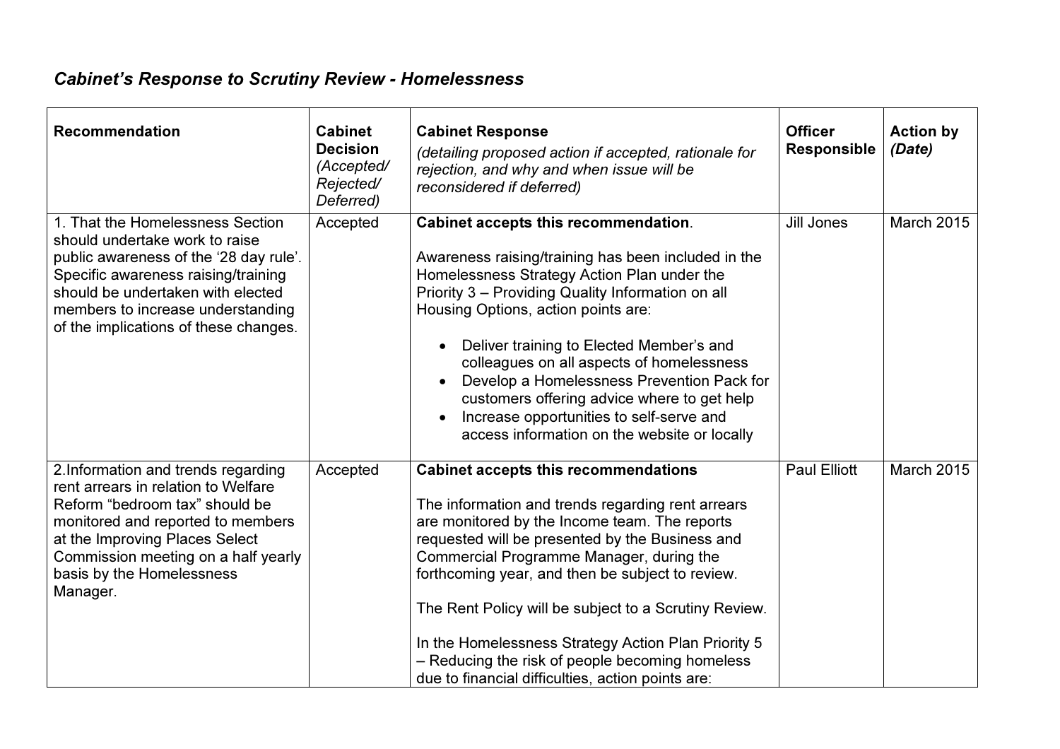## *Cabinet's Response to Scrutiny Review - Homelessness*

| **Recommendation** | **Cabinet Decision** *(Accepted/ Rejected/ Deferred)* | **Cabinet Response** *(detailing proposed action if accepted, rationale for rejection, and why and when issue will be reconsidered if deferred)* | **Officer Responsible** | **Action by** ***(Date)*** |
|---|---|---|---|---|
| 1. That the Homelessness Section should undertake work to raise public awareness of the '28 day rule'. Specific awareness raising/training should be undertaken with elected members to increase understanding of the implications of these changes. | Accepted | **Cabinet accepts this recommendation**.<br><br>Awareness raising/training has been included in the Homelessness Strategy Action Plan under the Priority 3 – Providing Quality Information on all Housing Options, action points are:<br><br>• Deliver training to Elected Member's and colleagues on all aspects of homelessness<br>• Develop a Homelessness Prevention Pack for customers offering advice where to get help<br>• Increase opportunities to self-serve and access information on the website or locally | Jill Jones | March 2015 |
| 2.Information and trends regarding rent arrears in relation to Welfare Reform "bedroom tax" should be monitored and reported to members at the Improving Places Select Commission meeting on a half yearly basis by the Homelessness Manager. | Accepted | **Cabinet accepts this recommendations**<br><br>The information and trends regarding rent arrears are monitored by the Income team. The reports requested will be presented by the Business and Commercial Programme Manager, during the forthcoming year, and then be subject to review.<br><br>The Rent Policy will be subject to a Scrutiny Review.<br><br>In the Homelessness Strategy Action Plan Priority 5 – Reducing the risk of people becoming homeless due to financial difficulties, action points are: | Paul Elliott | March 2015 |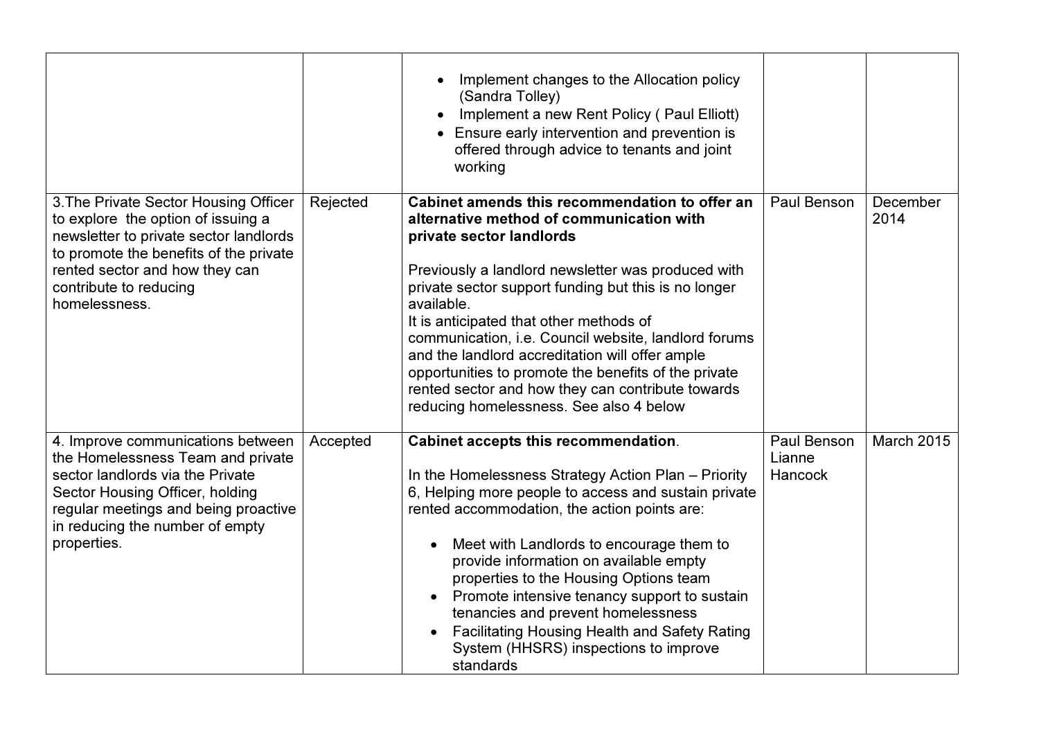| | | | | |
|---|---|---|---|---|
| | | • Implement changes to the Allocation policy (Sandra Tolley)<br>• Implement a new Rent Policy ( Paul Elliott)<br>• Ensure early intervention and prevention is offered through advice to tenants and joint working | | |
| 3.The Private Sector Housing Officer to explore the option of issuing a newsletter to private sector landlords to promote the benefits of the private rented sector and how they can contribute to reducing homelessness. | Rejected | **Cabinet amends this recommendation to offer an alternative method of communication with private sector landlords**<br><br>Previously a landlord newsletter was produced with private sector support funding but this is no longer available.<br>It is anticipated that other methods of communication, i.e. Council website, landlord forums and the landlord accreditation will offer ample opportunities to promote the benefits of the private rented sector and how they can contribute towards reducing homelessness. See also 4 below | Paul Benson | December 2014 |
| 4. Improve communications between the Homelessness Team and private sector landlords via the Private Sector Housing Officer, holding regular meetings and being proactive in reducing the number of empty properties. | Accepted | **Cabinet accepts this recommendation**.<br><br>In the Homelessness Strategy Action Plan – Priority 6, Helping more people to access and sustain private rented accommodation, the action points are:<br><br>• Meet with Landlords to encourage them to provide information on available empty properties to the Housing Options team<br>• Promote intensive tenancy support to sustain tenancies and prevent homelessness<br>• Facilitating Housing Health and Safety Rating System (HHSRS) inspections to improve standards | Paul Benson<br>Lianne Hancock | March 2015 |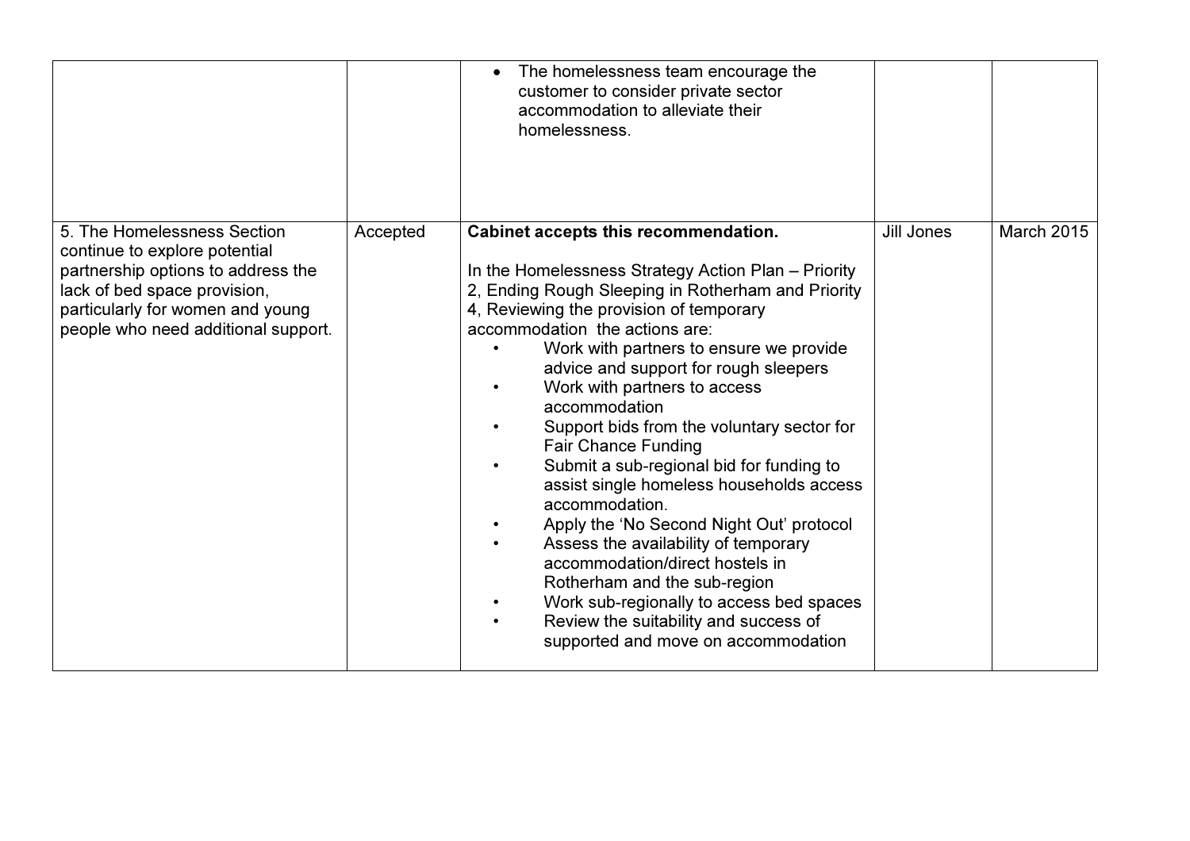| | | | | |
|---|---|---|---|---|
| | | • The homelessness team encourage the customer to consider private sector accommodation to alleviate their homelessness. | | |
| 5. The Homelessness Section continue to explore potential partnership options to address the lack of bed space provision, particularly for women and young people who need additional support. | Accepted | **Cabinet accepts this recommendation.**<br><br>In the Homelessness Strategy Action Plan – Priority 2, Ending Rough Sleeping in Rotherham and Priority 4, Reviewing the provision of temporary accommodation the actions are:<br>• Work with partners to ensure we provide advice and support for rough sleepers<br>• Work with partners to access accommodation<br>• Support bids from the voluntary sector for Fair Chance Funding<br>• Submit a sub-regional bid for funding to assist single homeless households access accommodation.<br>• Apply the 'No Second Night Out' protocol<br>• Assess the availability of temporary accommodation/direct hostels in Rotherham and the sub-region<br>• Work sub-regionally to access bed spaces<br>• Review the suitability and success of supported and move on accommodation | Jill Jones | March 2015 |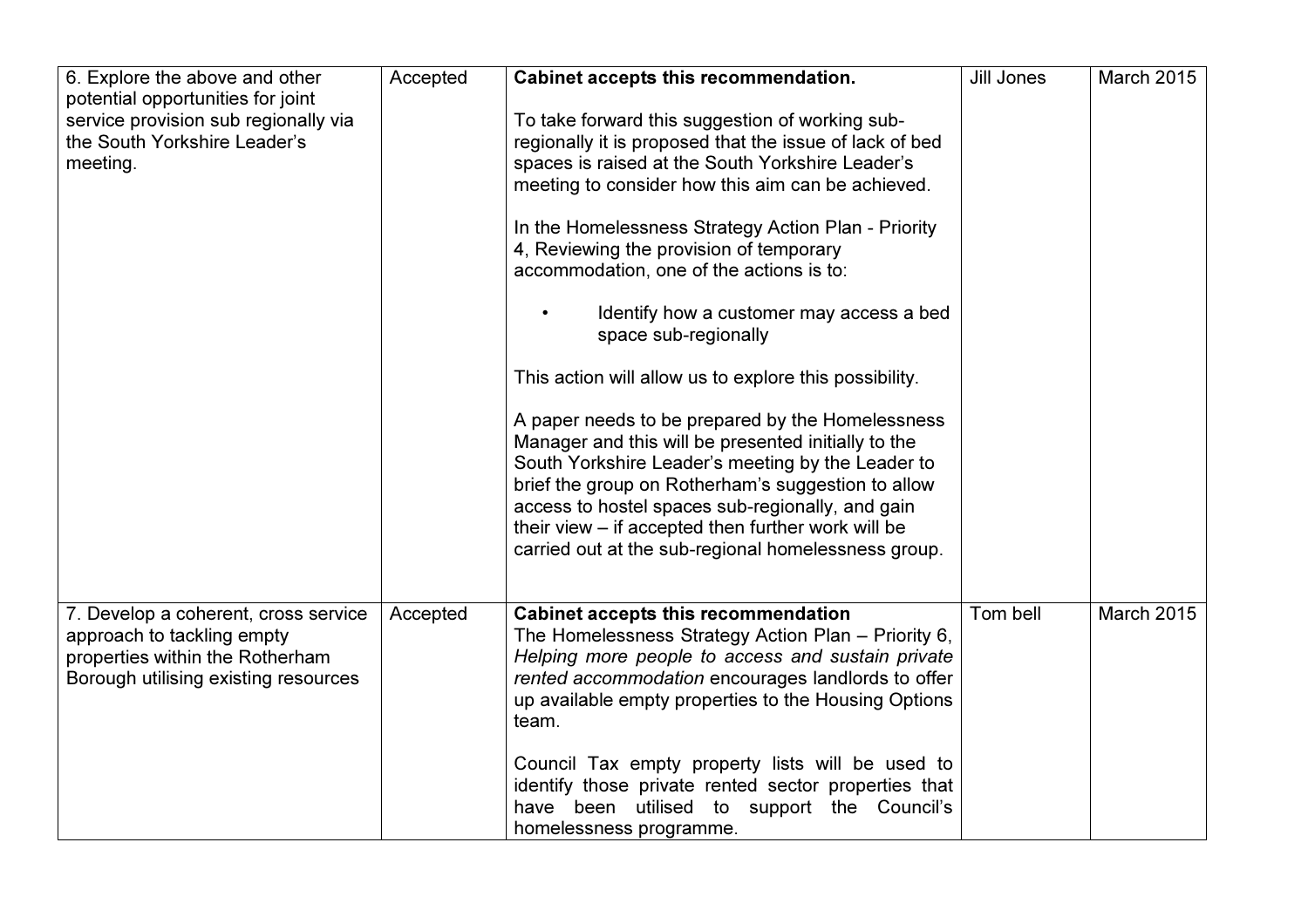| | | | | |
|---|---|---|---|---|
| 6. Explore the above and other potential opportunities for joint service provision sub regionally via the South Yorkshire Leader's meeting. | Accepted | **Cabinet accepts this recommendation.**<br><br>To take forward this suggestion of working sub-regionally it is proposed that the issue of lack of bed spaces is raised at the South Yorkshire Leader's meeting to consider how this aim can be achieved.<br><br>In the Homelessness Strategy Action Plan - Priority 4, Reviewing the provision of temporary accommodation, one of the actions is to:<br><br>• Identify how a customer may access a bed space sub-regionally<br><br>This action will allow us to explore this possibility.<br><br>A paper needs to be prepared by the Homelessness Manager and this will be presented initially to the South Yorkshire Leader's meeting by the Leader to brief the group on Rotherham's suggestion to allow access to hostel spaces sub-regionally, and gain their view – if accepted then further work will be carried out at the sub-regional homelessness group. | Jill Jones | March 2015 |
| 7. Develop a coherent, cross service approach to tackling empty properties within the Rotherham Borough utilising existing resources | Accepted | **Cabinet accepts this recommendation**<br>The Homelessness Strategy Action Plan – Priority 6, *Helping more people to access and sustain private rented accommodation* encourages landlords to offer up available empty properties to the Housing Options team.<br><br>Council Tax empty property lists will be used to identify those private rented sector properties that have been utilised to support the Council's homelessness programme. | Tom bell | March 2015 |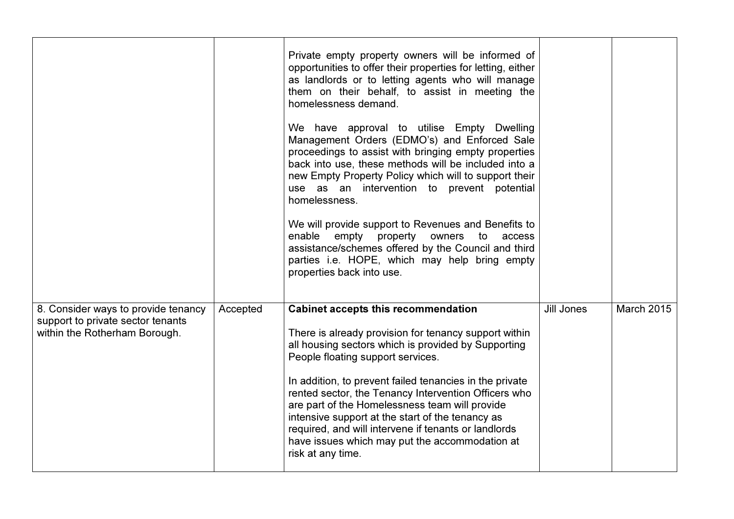| | | | | |
|---|---|---|---|---|
| | | Private empty property owners will be informed of opportunities to offer their properties for letting, either as landlords or to letting agents who will manage them on their behalf, to assist in meeting the homelessness demand.<br><br>We have approval to utilise Empty Dwelling Management Orders (EDMO's) and Enforced Sale proceedings to assist with bringing empty properties back into use, these methods will be included into a new Empty Property Policy which will to support their use as an intervention to prevent potential homelessness.<br><br>We will provide support to Revenues and Benefits to enable empty property owners to access assistance/schemes offered by the Council and third parties i.e. HOPE, which may help bring empty properties back into use. | | |
| 8. Consider ways to provide tenancy support to private sector tenants within the Rotherham Borough. | Accepted | **Cabinet accepts this recommendation**<br><br>There is already provision for tenancy support within all housing sectors which is provided by Supporting People floating support services.<br><br>In addition, to prevent failed tenancies in the private rented sector, the Tenancy Intervention Officers who are part of the Homelessness team will provide intensive support at the start of the tenancy as required, and will intervene if tenants or landlords have issues which may put the accommodation at risk at any time. | Jill Jones | March 2015 |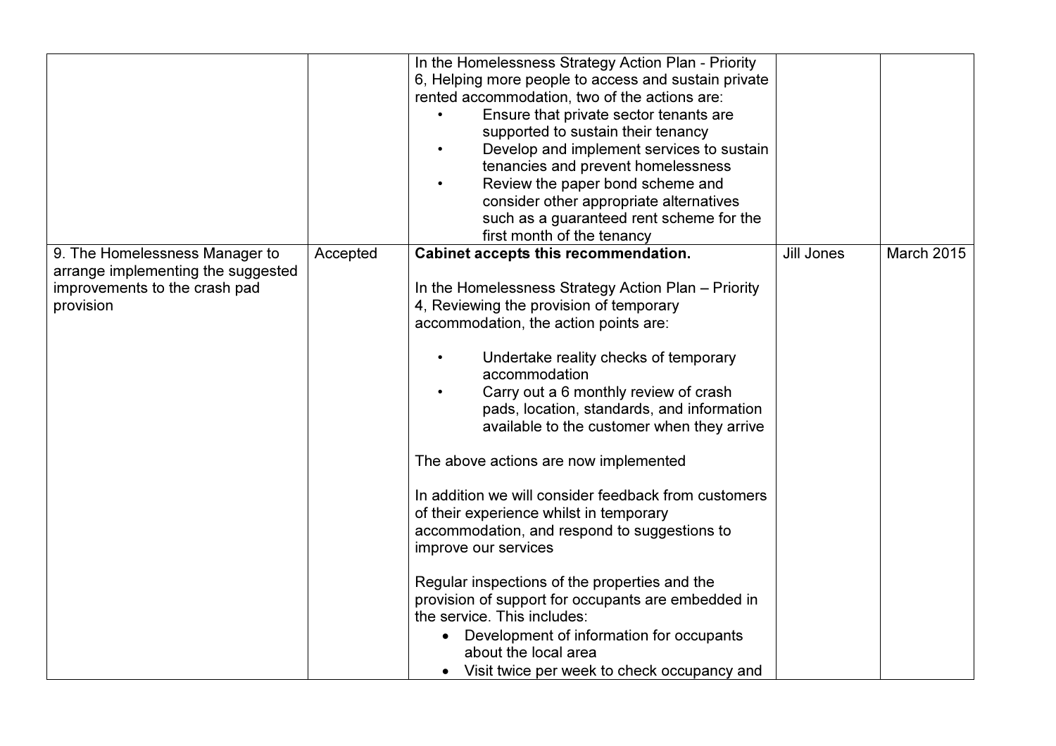| | | | | |
|---|---|---|---|---|
| | | In the Homelessness Strategy Action Plan - Priority 6, Helping more people to access and sustain private rented accommodation, two of the actions are:<br>• Ensure that private sector tenants are supported to sustain their tenancy<br>• Develop and implement services to sustain tenancies and prevent homelessness<br>• Review the paper bond scheme and consider other appropriate alternatives such as a guaranteed rent scheme for the first month of the tenancy | | |
| 9. The Homelessness Manager to arrange implementing the suggested improvements to the crash pad provision | Accepted | **Cabinet accepts this recommendation.**<br><br>In the Homelessness Strategy Action Plan – Priority 4, Reviewing the provision of temporary accommodation, the action points are:<br><br>• Undertake reality checks of temporary accommodation<br>• Carry out a 6 monthly review of crash pads, location, standards, and information available to the customer when they arrive<br><br>The above actions are now implemented<br><br>In addition we will consider feedback from customers of their experience whilst in temporary accommodation, and respond to suggestions to improve our services<br><br>Regular inspections of the properties and the provision of support for occupants are embedded in the service. This includes:<br>• Development of information for occupants about the local area<br>• Visit twice per week to check occupancy and | Jill Jones | March 2015 |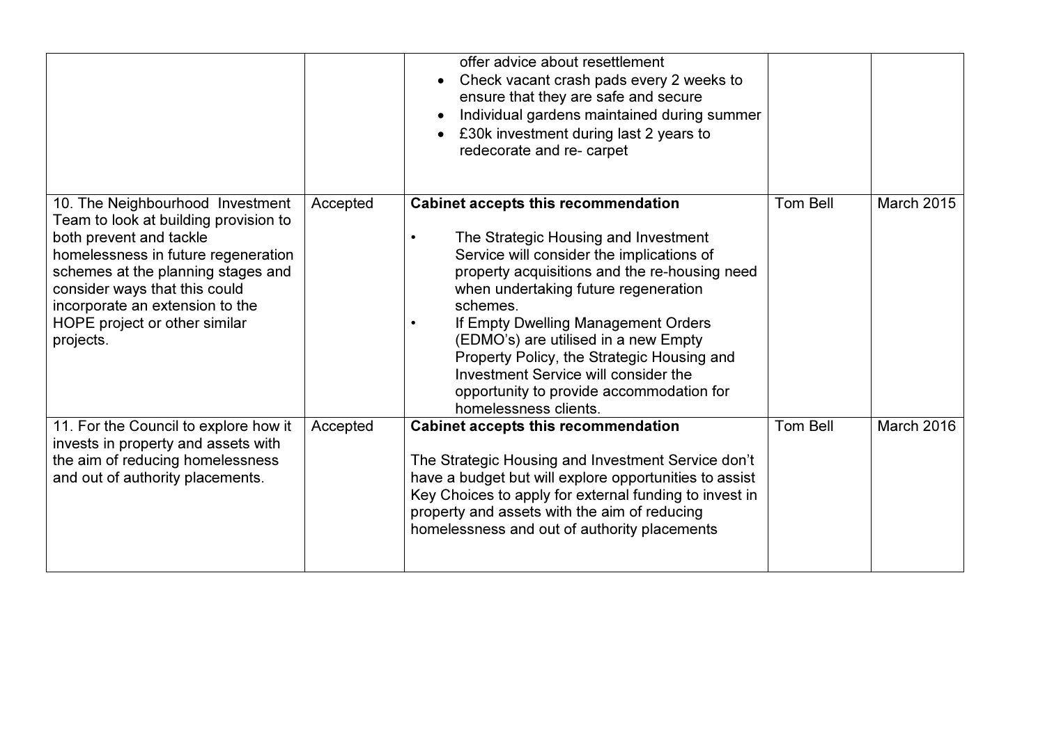| | | | | |
|---|---|---|---|---|
| | | offer advice about resettlement<br>• Check vacant crash pads every 2 weeks to ensure that they are safe and secure<br>• Individual gardens maintained during summer<br>• £30k investment during last 2 years to redecorate and re- carpet | | |
| 10. The Neighbourhood Investment Team to look at building provision to both prevent and tackle homelessness in future regeneration schemes at the planning stages and consider ways that this could incorporate an extension to the HOPE project or other similar projects. | Accepted | **Cabinet accepts this recommendation**<br><br>• The Strategic Housing and Investment Service will consider the implications of property acquisitions and the re-housing need when undertaking future regeneration schemes.<br>• If Empty Dwelling Management Orders (EDMO's) are utilised in a new Empty Property Policy, the Strategic Housing and Investment Service will consider the opportunity to provide accommodation for homelessness clients. | Tom Bell | March 2015 |
| 11. For the Council to explore how it invests in property and assets with the aim of reducing homelessness and out of authority placements. | Accepted | **Cabinet accepts this recommendation**<br><br>The Strategic Housing and Investment Service don't have a budget but will explore opportunities to assist Key Choices to apply for external funding to invest in property and assets with the aim of reducing homelessness and out of authority placements | Tom Bell | March 2016 |